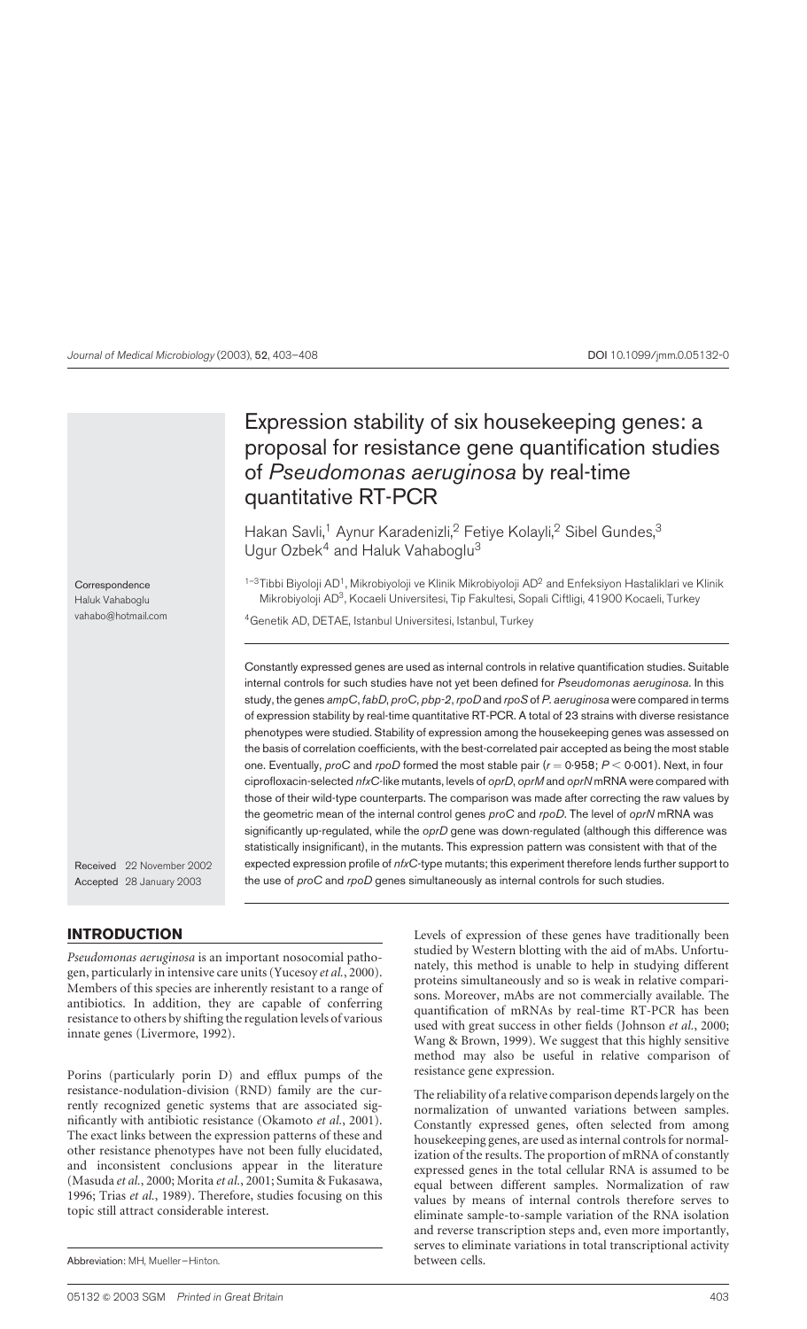# Expression stability of six housekeeping genes: a proposal for resistance gene quantification studies of *Pseudomonas aeruginosa* by real-time quantitative RT-PCR

Hakan Savli,[1] Aynur Karadenizli,[2] Fetiye Kolayli,[2] Sibel Gundes,[3] Ugur Ozbek[4] and Haluk Vahaboglu[3]

[1–3]Tibbi Biyoloji AD[1], Mikrobiyoloji ve Klinik Mikrobiyoloji AD[2] and Enfeksiyon Hastaliklari ve Klinik Mikrobiyoloji AD[3], Kocaeli Universitesi, Tip Fakultesi, Sopali Ciftligi, 41900 Kocaeli, Turkey

[4]Genetik AD, DETAE, Istanbul Universitesi, Istanbul, Turkey

Correspondence
Haluk Vahaboglu
vahabo@hotmail.com

Constantly expressed genes are used as internal controls in relative quantification studies. Suitable internal controls for such studies have not yet been defined for *Pseudomonas aeruginosa*. In this study, the genes *ampC*, *fabD*, *proC*, *pbp-2*, *rpoD* and *rpoS* of *P. aeruginosa* were compared in terms of expression stability by real-time quantitative RT-PCR. A total of 23 strains with diverse resistance phenotypes were studied. Stability of expression among the housekeeping genes was assessed on the basis of correlation coefficients, with the best-correlated pair accepted as being the most stable one. Eventually, *proC* and *rpoD* formed the most stable pair ($r = 0.958$; $P < 0.001$). Next, in four ciprofloxacin-selected *nfxC*-like mutants, levels of *oprD*, *oprM* and *oprN* mRNA were compared with those of their wild-type counterparts. The comparison was made after correcting the raw values by the geometric mean of the internal control genes *proC* and *rpoD*. The level of *oprN* mRNA was significantly up-regulated, while the *oprD* gene was down-regulated (although this difference was statistically insignificant), in the mutants. This expression pattern was consistent with that of the expected expression profile of *nfxC*-type mutants; this experiment therefore lends further support to the use of *proC* and *rpoD* genes simultaneously as internal controls for such studies.

Received 22 November 2002
Accepted 28 January 2003

## INTRODUCTION

*Pseudomonas aeruginosa* is an important nosocomial pathogen, particularly in intensive care units (Yucesoy *et al.*, 2000). Members of this species are inherently resistant to a range of antibiotics. In addition, they are capable of conferring resistance to others by shifting the regulation levels of various innate genes (Livermore, 1992).

Porins (particularly porin D) and efflux pumps of the resistance-nodulation-division (RND) family are the currently recognized genetic systems that are associated significantly with antibiotic resistance (Okamoto *et al.*, 2001). The exact links between the expression patterns of these and other resistance phenotypes have not been fully elucidated, and inconsistent conclusions appear in the literature (Masuda *et al.*, 2000; Morita *et al.*, 2001; Sumita & Fukasawa, 1996; Trias *et al.*, 1989). Therefore, studies focusing on this topic still attract considerable interest.

Levels of expression of these genes have traditionally been studied by Western blotting with the aid of mAbs. Unfortunately, this method is unable to help in studying different proteins simultaneously and so is weak in relative comparisons. Moreover, mAbs are not commercially available. The quantification of mRNAs by real-time RT-PCR has been used with great success in other fields (Johnson *et al.*, 2000; Wang & Brown, 1999). We suggest that this highly sensitive method may also be useful in relative comparison of resistance gene expression.

The reliability of a relative comparison depends largely on the normalization of unwanted variations between samples. Constantly expressed genes, often selected from among housekeeping genes, are used as internal controls for normalization of the results. The proportion of mRNA of constantly expressed genes in the total cellular RNA is assumed to be equal between different samples. Normalization of raw values by means of internal controls therefore serves to eliminate sample-to-sample variation of the RNA isolation and reverse transcription steps and, even more importantly, serves to eliminate variations in total transcriptional activity between cells.

Abbreviation: MH, Mueller–Hinton.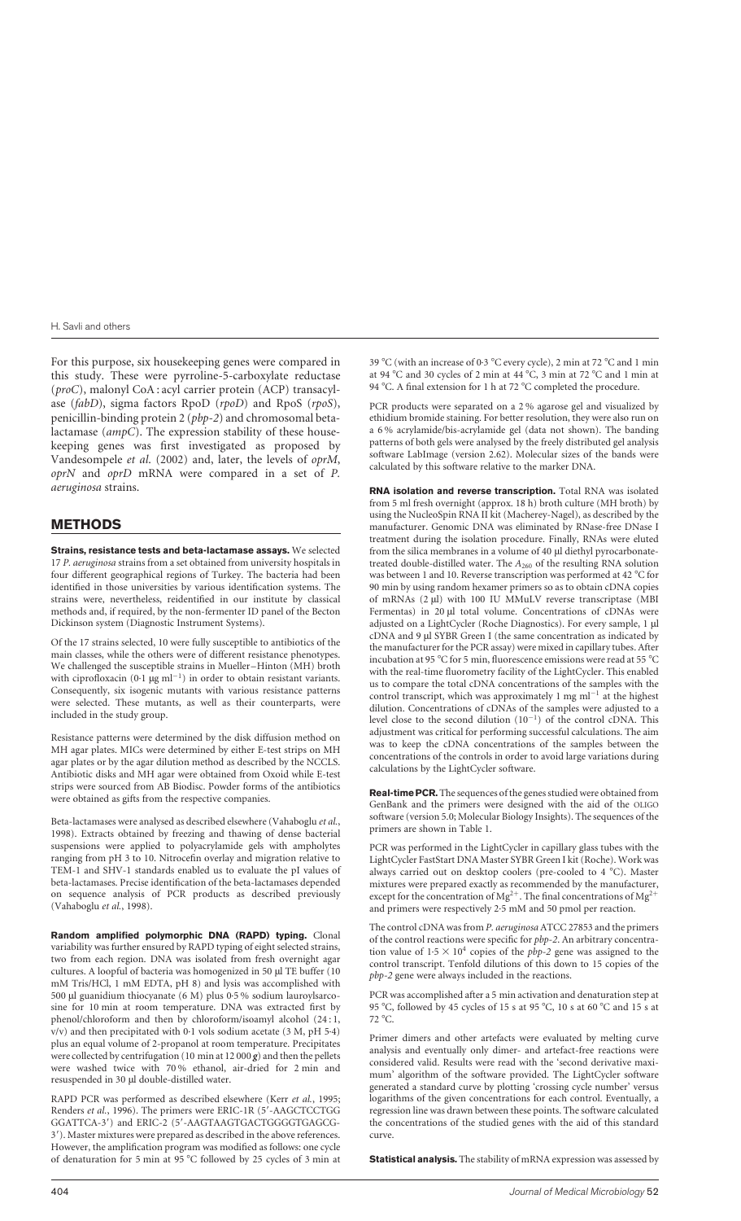For this purpose, six housekeeping genes were compared in this study. These were pyrroline-5-carboxylate reductase (*proC*), malonyl CoA : acyl carrier protein (ACP) transacylase (*fabD*), sigma factors RpoD (*rpoD*) and RpoS (*rpoS*), penicillin-binding protein 2 (*pbp-2*) and chromosomal beta-lactamase (*ampC*). The expression stability of these housekeeping genes was first investigated as proposed by Vandesompele *et al.* (2002) and, later, the levels of *oprM*, *oprN* and *oprD* mRNA were compared in a set of *P. aeruginosa* strains.

## METHODS

**Strains, resistance tests and beta-lactamase assays.** We selected 17 *P. aeruginosa* strains from a set obtained from university hospitals in four different geographical regions of Turkey. The bacteria had been identified in those universities by various identification systems. The strains were, nevertheless, reidentified in our institute by classical methods and, if required, by the non-fermenter ID panel of the Becton Dickinson system (Diagnostic Instrument Systems).

Of the 17 strains selected, 10 were fully susceptible to antibiotics of the main classes, while the others were of different resistance phenotypes. We challenged the susceptible strains in Mueller–Hinton (MH) broth with ciprofloxacin (0·1 μg $ml^{-1}$) in order to obtain resistant variants. Consequently, six isogenic mutants with various resistance patterns were selected. These mutants, as well as their counterparts, were included in the study group.

Resistance patterns were determined by the disk diffusion method on MH agar plates. MICs were determined by either E-test strips on MH agar plates or by the agar dilution method as described by the NCCLS. Antibiotic disks and MH agar were obtained from Oxoid while E-test strips were sourced from AB Biodisc. Powder forms of the antibiotics were obtained as gifts from the respective companies.

Beta-lactamases were analysed as described elsewhere (Vahaboglu *et al.*, 1998). Extracts obtained by freezing and thawing of dense bacterial suspensions were applied to polyacrylamide gels with ampholytes ranging from pH 3 to 10. Nitrocefin overlay and migration relative to TEM-1 and SHV-1 standards enabled us to evaluate the pI values of beta-lactamases. Precise identification of the beta-lactamases depended on sequence analysis of PCR products as described previously (Vahaboglu *et al.*, 1998).

**Random amplified polymorphic DNA (RAPD) typing.** Clonal variability was further ensured by RAPD typing of eight selected strains, two from each region. DNA was isolated from fresh overnight agar cultures. A loopful of bacteria was homogenized in 50 μl TE buffer (10 mM Tris/HCl, 1 mM EDTA, pH 8) and lysis was accomplished with 500 μl guanidium thiocyanate (6 M) plus 0·5 % sodium lauroylsarcosine for 10 min at room temperature. DNA was extracted first by phenol/chloroform and then by chloroform/isoamyl alcohol (24 : 1, v/v) and then precipitated with 0·1 vols sodium acetate (3 M, pH 5·4) plus an equal volume of 2-propanol at room temperature. Precipitates were collected by centrifugation (10 min at 12 000 ***g***) and then the pellets were washed twice with 70 % ethanol, air-dried for 2 min and resuspended in 30 μl double-distilled water.

RAPD PCR was performed as described elsewhere (Kerr *et al.*, 1995; Renders *et al.*, 1996). The primers were ERIC-1R (5′-AAGCTCCTGG GGATTCA-3′) and ERIC-2 (5′-AAGTAAGTGACTGGGGTGAGCG-3′). Master mixtures were prepared as described in the above references. However, the amplification program was modified as follows: one cycle of denaturation for 5 min at 95 °C followed by 25 cycles of 3 min at 39 °C (with an increase of 0·3 °C every cycle), 2 min at 72 °C and 1 min at 94 °C and 30 cycles of 2 min at 44 °C, 3 min at 72 °C and 1 min at 94 °C. A final extension for 1 h at 72 °C completed the procedure.

PCR products were separated on a 2 % agarose gel and visualized by ethidium bromide staining. For better resolution, they were also run on a 6 % acrylamide/bis-acrylamide gel (data not shown). The banding patterns of both gels were analysed by the freely distributed gel analysis software LabImage (version 2.62). Molecular sizes of the bands were calculated by this software relative to the marker DNA.

**RNA isolation and reverse transcription.** Total RNA was isolated from 5 ml fresh overnight (approx. 18 h) broth culture (MH broth) by using the NucleoSpin RNA II kit (Macherey-Nagel), as described by the manufacturer. Genomic DNA was eliminated by RNase-free DNase I treatment during the isolation procedure. Finally, RNAs were eluted from the silica membranes in a volume of 40 μl diethyl pyrocarbonate-treated double-distilled water. The $A_{260}$ of the resulting RNA solution was between 1 and 10. Reverse transcription was performed at 42 °C for 90 min by using random hexamer primers so as to obtain cDNA copies of mRNAs (2 μl) with 100 IU MMuLV reverse transcriptase (MBI Fermentas) in 20 μl total volume. Concentrations of cDNAs were adjusted on a LightCycler (Roche Diagnostics). For every sample, 1 μl cDNA and 9 μl SYBR Green I (the same concentration as indicated by the manufacturer for the PCR assay) were mixed in capillary tubes. After incubation at 95 °C for 5 min, fluorescence emissions were read at 55 °C with the real-time fluorometry facility of the LightCycler. This enabled us to compare the total cDNA concentrations of the samples with the control transcript, which was approximately 1 mg $ml^{-1}$ at the highest dilution. Concentrations of cDNAs of the samples were adjusted to a level close to the second dilution ($10^{-1}$) of the control cDNA. This adjustment was critical for performing successful calculations. The aim was to keep the cDNA concentrations of the samples between the concentrations of the controls in order to avoid large variations during calculations by the LightCycler software.

**Real-time PCR.** The sequences of the genes studied were obtained from GenBank and the primers were designed with the aid of the OLIGO software (version 5.0; Molecular Biology Insights). The sequences of the primers are shown in Table 1.

PCR was performed in the LightCycler in capillary glass tubes with the LightCycler FastStart DNA Master SYBR Green I kit (Roche). Work was always carried out on desktop coolers (pre-cooled to 4 °C). Master mixtures were prepared exactly as recommended by the manufacturer, except for the concentration of $Mg^{2+}$. The final concentrations of $Mg^{2+}$ and primers were respectively 2·5 mM and 50 pmol per reaction.

The control cDNA was from *P. aeruginosa* ATCC 27853 and the primers of the control reactions were specific for *pbp-2*. An arbitrary concentration value of $1{\cdot}5 \times 10^4$ copies of the *pbp-2* gene was assigned to the control transcript. Tenfold dilutions of this down to 15 copies of the *pbp-2* gene were always included in the reactions.

PCR was accomplished after a 5 min activation and denaturation step at 95 °C, followed by 45 cycles of 15 s at 95 °C, 10 s at 60 °C and 15 s at 72 °C.

Primer dimers and other artefacts were evaluated by melting curve analysis and eventually only dimer- and artefact-free reactions were considered valid. Results were read with the 'second derivative maximum' algorithm of the software provided. The LightCycler software generated a standard curve by plotting 'crossing cycle number' versus logarithms of the given concentrations for each control. Eventually, a regression line was drawn between these points. The software calculated the concentrations of the studied genes with the aid of this standard curve.

**Statistical analysis.** The stability of mRNA expression was assessed by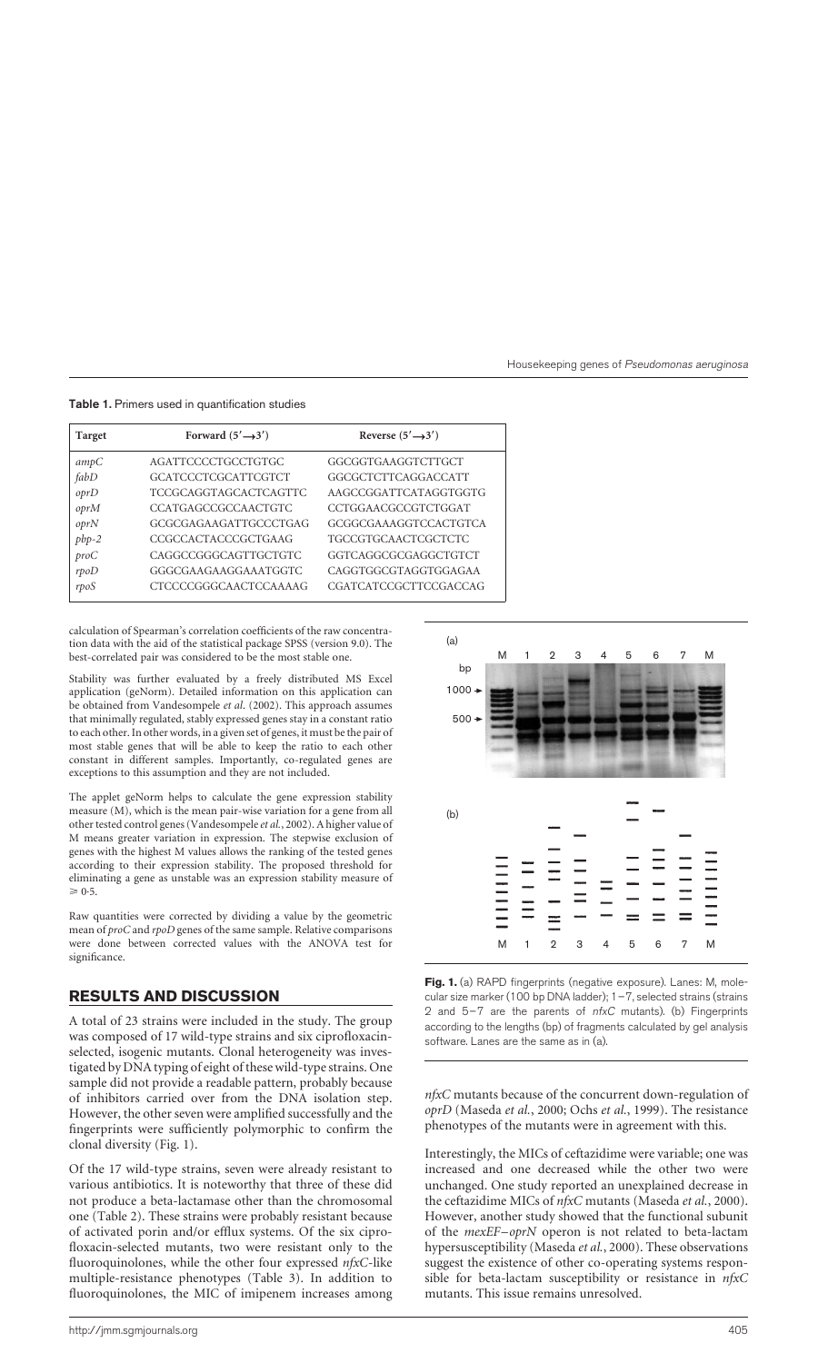**Table 1.** Primers used in quantification studies

| Target | Forward (5′→3′) | Reverse (5′→3′) |
|---|---|---|
| *ampC* | AGATTCCCCTGCCTGTGC | GGCGGTGAAGGTCTTGCT |
| *fabD* | GCATCCCTCGCATTCGTCT | GGCGCTCTTCAGGACCATT |
| *oprD* | TCCGCAGGTAGCACTCAGTTC | AAGCCGGATTCATAGGTGGTG |
| *oprM* | CCATGAGCCGCCAACTGTC | CCTGGAACGCCGTCTGGAT |
| *oprN* | GCGCGAGAAGATTGCCCTGAG | GCGGCGAAAGGTCCACTGTCA |
| *pbp-2* | CCGCCACTACCCGCTGAAG | TGCCGTGCAACTCGCTCTC |
| *proC* | CAGGCCGGGCAGTTGCTGTC | GGTCAGGCGCGAGGCTGTCT |
| *rpoD* | GGGCGAAGAAGGAAATGGTC | CAGGTGGCGTAGGTGGAGAA |
| *rpoS* | CTCCCCGGGCAACTCCAAAAG | CGATCATCCGCTTCCGACCAG |

calculation of Spearman's correlation coefficients of the raw concentration data with the aid of the statistical package SPSS (version 9.0). The best-correlated pair was considered to be the most stable one.

Stability was further evaluated by a freely distributed MS Excel application (geNorm). Detailed information on this application can be obtained from Vandesompele *et al.* (2002). This approach assumes that minimally regulated, stably expressed genes stay in a constant ratio to each other. In other words, in a given set of genes, it must be the pair of most stable genes that will be able to keep the ratio to each other constant in different samples. Importantly, co-regulated genes are exceptions to this assumption and they are not included.

The applet geNorm helps to calculate the gene expression stability measure (M), which is the mean pair-wise variation for a gene from all other tested control genes (Vandesompele *et al.*, 2002). A higher value of M means greater variation in expression. The stepwise exclusion of genes with the highest M values allows the ranking of the tested genes according to their expression stability. The proposed threshold for eliminating a gene as unstable was an expression stability measure of $\geqslant 0{\cdot}5$.

Raw quantities were corrected by dividing a value by the geometric mean of *proC* and *rpoD* genes of the same sample. Relative comparisons were done between corrected values with the ANOVA test for significance.

## RESULTS AND DISCUSSION

A total of 23 strains were included in the study. The group was composed of 17 wild-type strains and six ciprofloxacin-selected, isogenic mutants. Clonal heterogeneity was investigated by DNA typing of eight of these wild-type strains. One sample did not provide a readable pattern, probably because of inhibitors carried over from the DNA isolation step. However, the other seven were amplified successfully and the fingerprints were sufficiently polymorphic to confirm the clonal diversity (Fig. 1).

Of the 17 wild-type strains, seven were already resistant to various antibiotics. It is noteworthy that three of these did not produce a beta-lactamase other than the chromosomal one (Table 2). These strains were probably resistant because of activated porin and/or efflux systems. Of the six ciprofloxacin-selected mutants, two were resistant only to the fluoroquinolones, while the other four expressed *nfxC*-like multiple-resistance phenotypes (Table 3). In addition to fluoroquinolones, the MIC of imipenem increases among

**Fig. 1.** (a) RAPD fingerprints (negative exposure). Lanes: M, molecular size marker (100 bp DNA ladder); 1–7, selected strains (strains 2 and 5–7 are the parents of *nfxC* mutants). (b) Fingerprints according to the lengths (bp) of fragments calculated by gel analysis software. Lanes are the same as in (a).

*nfxC* mutants because of the concurrent down-regulation of *oprD* (Maseda *et al.*, 2000; Ochs *et al.*, 1999). The resistance phenotypes of the mutants were in agreement with this.

Interestingly, the MICs of ceftazidime were variable; one was increased and one decreased while the other two were unchanged. One study reported an unexplained decrease in the ceftazidime MICs of *nfxC* mutants (Maseda *et al.*, 2000). However, another study showed that the functional subunit of the *mexEF–oprN* operon is not related to beta-lactam hypersusceptibility (Maseda *et al.*, 2000). These observations suggest the existence of other co-operating systems responsible for beta-lactam susceptibility or resistance in *nfxC* mutants. This issue remains unresolved.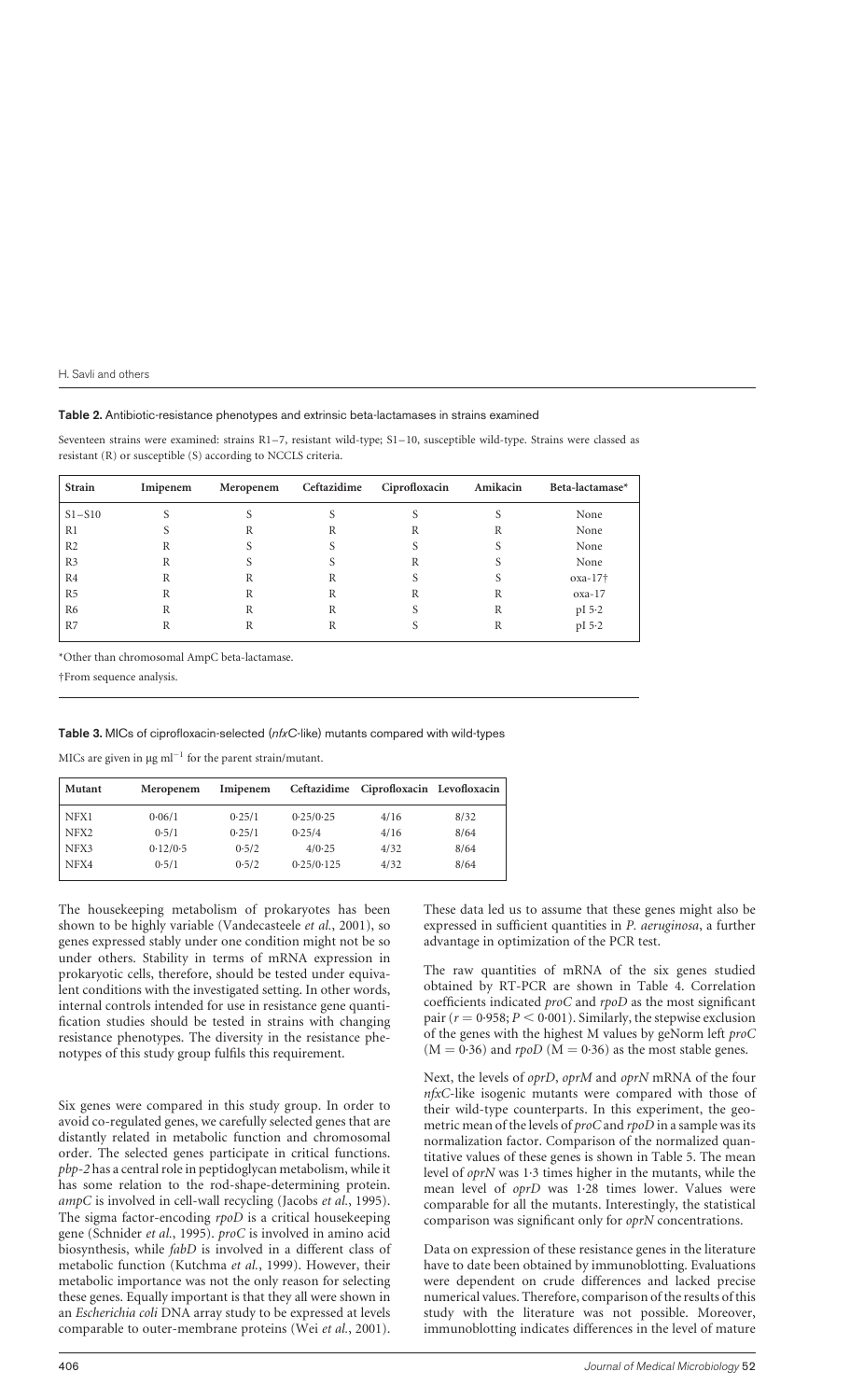**Table 2.** Antibiotic-resistance phenotypes and extrinsic beta-lactamases in strains examined

Seventeen strains were examined: strains R1–7, resistant wild-type; S1–10, susceptible wild-type. Strains were classed as resistant (R) or susceptible (S) according to NCCLS criteria.

| Strain | Imipenem | Meropenem | Ceftazidime | Ciprofloxacin | Amikacin | Beta-lactamase* |
|---|---|---|---|---|---|---|
| S1–S10 | S | S | S | S | S | None |
| R1 | S | R | R | R | R | None |
| R2 | R | S | S | S | S | None |
| R3 | R | S | S | R | S | None |
| R4 | R | R | R | S | S | oxa-17† |
| R5 | R | R | R | R | R | oxa-17 |
| R6 | R | R | R | S | R | pI 5·2 |
| R7 | R | R | R | S | R | pI 5·2 |

*Other than chromosomal AmpC beta-lactamase.

†From sequence analysis.

**Table 3.** MICs of ciprofloxacin-selected (*nfxC*-like) mutants compared with wild-types

MICs are given in μg $ml^{-1}$ for the parent strain/mutant.

| Mutant | Meropenem | Imipenem | Ceftazidime | Ciprofloxacin | Levofloxacin |
|---|---|---|---|---|---|
| NFX1 | 0·06/1 | 0·25/1 | 0·25/0·25 | 4/16 | 8/32 |
| NFX2 | 0·5/1 | 0·25/1 | 0·25/4 | 4/16 | 8/64 |
| NFX3 | 0·12/0·5 | 0·5/2 | 4/0·25 | 4/32 | 8/64 |
| NFX4 | 0·5/1 | 0·5/2 | 0·25/0·125 | 4/32 | 8/64 |

The housekeeping metabolism of prokaryotes has been shown to be highly variable (Vandecasteele *et al.*, 2001), so genes expressed stably under one condition might not be so under others. Stability in terms of mRNA expression in prokaryotic cells, therefore, should be tested under equivalent conditions with the investigated setting. In other words, internal controls intended for use in resistance gene quantification studies should be tested in strains with changing resistance phenotypes. The diversity in the resistance phenotypes of this study group fulfils this requirement.

Six genes were compared in this study group. In order to avoid co-regulated genes, we carefully selected genes that are distantly related in metabolic function and chromosomal order. The selected genes participate in critical functions. *pbp-2* has a central role in peptidoglycan metabolism, while it has some relation to the rod-shape-determining protein. *ampC* is involved in cell-wall recycling (Jacobs *et al.*, 1995). The sigma factor-encoding *rpoD* is a critical housekeeping gene (Schnider *et al.*, 1995). *proC* is involved in amino acid biosynthesis, while *fabD* is involved in a different class of metabolic function (Kutchma *et al.*, 1999). However, their metabolic importance was not the only reason for selecting these genes. Equally important is that they all were shown in an *Escherichia coli* DNA array study to be expressed at levels comparable to outer-membrane proteins (Wei *et al.*, 2001). These data led us to assume that these genes might also be expressed in sufficient quantities in *P. aeruginosa*, a further advantage in optimization of the PCR test.

The raw quantities of mRNA of the six genes studied obtained by RT-PCR are shown in Table 4. Correlation coefficients indicated *proC* and *rpoD* as the most significant pair ($r = 0·958$; $P < 0·001$). Similarly, the stepwise exclusion of the genes with the highest M values by geNorm left *proC* ($M = 0·36$) and *rpoD* ($M = 0·36$) as the most stable genes.

Next, the levels of *oprD*, *oprM* and *oprN* mRNA of the four *nfxC*-like isogenic mutants were compared with those of their wild-type counterparts. In this experiment, the geometric mean of the levels of *proC* and *rpoD* in a sample was its normalization factor. Comparison of the normalized quantitative values of these genes is shown in Table 5. The mean level of *oprN* was 1·3 times higher in the mutants, while the mean level of *oprD* was 1·28 times lower. Values were comparable for all the mutants. Interestingly, the statistical comparison was significant only for *oprN* concentrations.

Data on expression of these resistance genes in the literature have to date been obtained by immunoblotting. Evaluations were dependent on crude differences and lacked precise numerical values. Therefore, comparison of the results of this study with the literature was not possible. Moreover, immunoblotting indicates differences in the level of mature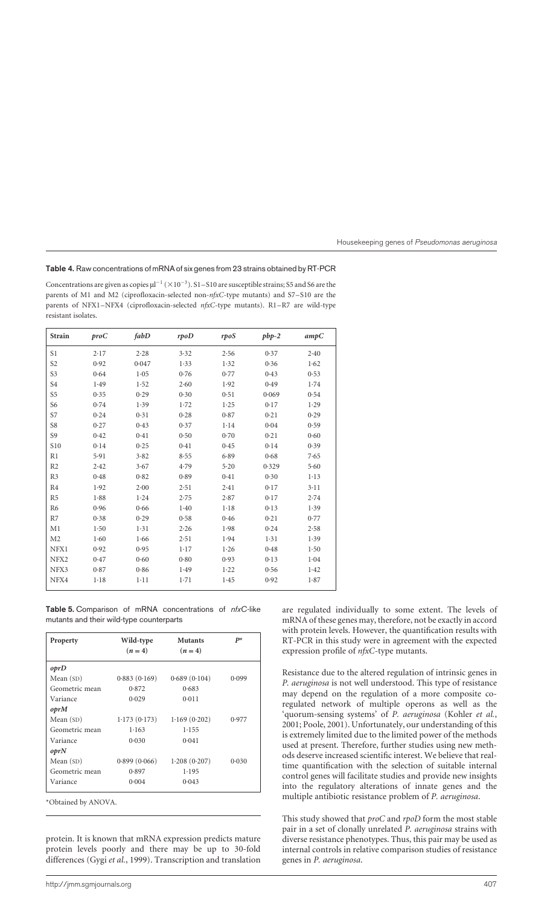**Table 4.** Raw concentrations of mRNA of six genes from 23 strains obtained by RT-PCR

Concentrations are given as copies $\mu l^{-1}$ ($\times 10^{-3}$). S1–S10 are susceptible strains; S5 and S6 are the parents of M1 and M2 (ciprofloxacin-selected non-*nfxC*-type mutants) and S7–S10 are the parents of NFX1–NFX4 (ciprofloxacin-selected *nfxC*-type mutants). R1–R7 are wild-type resistant isolates.

| Strain | *proC* | *fabD* | *rpoD* | *rpoS* | *pbp-2* | *ampC* |
|---|---|---|---|---|---|---|
| S1 | 2·17 | 2·28 | 3·32 | 2·56 | 0·37 | 2·40 |
| S2 | 0·92 | 0·047 | 1·33 | 1·32 | 0·36 | 1·62 |
| S3 | 0·64 | 1·05 | 0·76 | 0·77 | 0·43 | 0·53 |
| S4 | 1·49 | 1·52 | 2·60 | 1·92 | 0·49 | 1·74 |
| S5 | 0·35 | 0·29 | 0·30 | 0·51 | 0·069 | 0·54 |
| S6 | 0·74 | 1·39 | 1·72 | 1·25 | 0·17 | 1·29 |
| S7 | 0·24 | 0·31 | 0·28 | 0·87 | 0·21 | 0·29 |
| S8 | 0·27 | 0·43 | 0·37 | 1·14 | 0·04 | 0·59 |
| S9 | 0·42 | 0·41 | 0·50 | 0·70 | 0·21 | 0·60 |
| S10 | 0·14 | 0·25 | 0·41 | 0·45 | 0·14 | 0·39 |
| R1 | 5·91 | 3·82 | 8·55 | 6·89 | 0·68 | 7·65 |
| R2 | 2·42 | 3·67 | 4·79 | 5·20 | 0·329 | 5·60 |
| R3 | 0·48 | 0·82 | 0·89 | 0·41 | 0·30 | 1·13 |
| R4 | 1·92 | 2·00 | 2·51 | 2·41 | 0·17 | 3·11 |
| R5 | 1·88 | 1·24 | 2·75 | 2·87 | 0·17 | 2·74 |
| R6 | 0·96 | 0·66 | 1·40 | 1·18 | 0·13 | 1·39 |
| R7 | 0·38 | 0·29 | 0·58 | 0·46 | 0·21 | 0·77 |
| M1 | 1·50 | 1·31 | 2·26 | 1·98 | 0·24 | 2·58 |
| M2 | 1·60 | 1·66 | 2·51 | 1·94 | 1·31 | 1·39 |
| NFX1 | 0·92 | 0·95 | 1·17 | 1·26 | 0·48 | 1·50 |
| NFX2 | 0·47 | 0·60 | 0·80 | 0·93 | 0·13 | 1·04 |
| NFX3 | 0·87 | 0·86 | 1·49 | 1·22 | 0·56 | 1·42 |
| NFX4 | 1·18 | 1·11 | 1·71 | 1·45 | 0·92 | 1·87 |

**Table 5.** Comparison of mRNA concentrations of *nfxC*-like mutants and their wild-type counterparts

| Property | Wild-type ($n=4$) | Mutants ($n=4$) | $P$* |
|---|---|---|---|
| ***oprD*** | | | |
| Mean (SD) | 0·883 (0·169) | 0·689 (0·104) | 0·099 |
| Geometric mean | 0·872 | 0·683 | |
| Variance | 0·029 | 0·011 | |
| ***oprM*** | | | |
| Mean (SD) | 1·173 (0·173) | 1·169 (0·202) | 0·977 |
| Geometric mean | 1·163 | 1·155 | |
| Variance | 0·030 | 0·041 | |
| ***oprN*** | | | |
| Mean (SD) | 0·899 (0·066) | 1·208 (0·207) | 0·030 |
| Geometric mean | 0·897 | 1·195 | |
| Variance | 0·004 | 0·043 | |

*Obtained by ANOVA.

protein. It is known that mRNA expression predicts mature protein levels poorly and there may be up to 30-fold differences (Gygi *et al.*, 1999). Transcription and translation are regulated individually to some extent. The levels of mRNA of these genes may, therefore, not be exactly in accord with protein levels. However, the quantification results with RT-PCR in this study were in agreement with the expected expression profile of *nfxC*-type mutants.

Resistance due to the altered regulation of intrinsic genes in *P. aeruginosa* is not well understood. This type of resistance may depend on the regulation of a more composite co-regulated network of multiple operons as well as the 'quorum-sensing systems' of *P. aeruginosa* (Kohler *et al.*, 2001; Poole, 2001). Unfortunately, our understanding of this is extremely limited due to the limited power of the methods used at present. Therefore, further studies using new methods deserve increased scientific interest. We believe that real-time quantification with the selection of suitable internal control genes will facilitate studies and provide new insights into the regulatory alterations of innate genes and the multiple antibiotic resistance problem of *P. aeruginosa*.

This study showed that *proC* and *rpoD* form the most stable pair in a set of clonally unrelated *P. aeruginosa* strains with diverse resistance phenotypes. Thus, this pair may be used as internal controls in relative comparison studies of resistance genes in *P. aeruginosa*.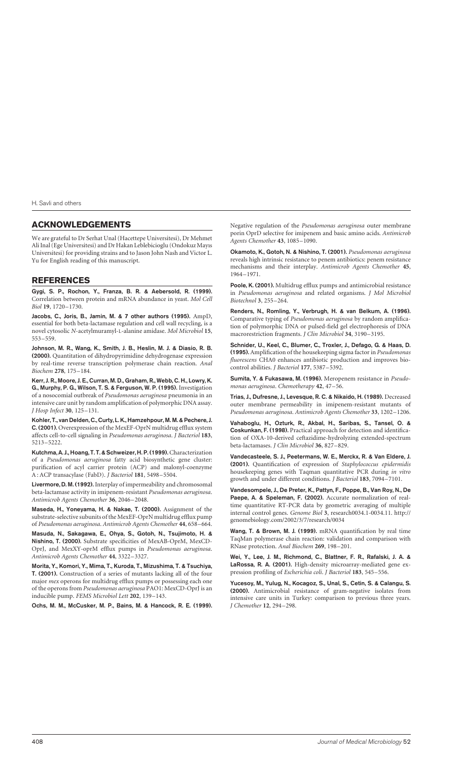## ACKNOWLEDGEMENTS

We are grateful to Dr Serhat Unal (Hacettepe Universitesi), Dr Mehmet Ali Inal (Ege Universitesi) and Dr Hakan Leblebicioglu (Ondokuz Mayıs Universitesi) for providing strains and to Jason John Nash and Victor L. Yu for English reading of this manuscript.

## REFERENCES

**Gygi, S. P., Rochon, Y., Franza, B. R. & Aebersold, R. (1999).** Correlation between protein and mRNA abundance in yeast. *Mol Cell Biol* **19**, 1720–1730.

**Jacobs, C., Joris, B., Jamin, M. & 7 other authors (1995).** AmpD, essential for both beta-lactamase regulation and cell wall recycling, is a novel cytosolic *N*-acetylmuramyl-L-alanine amidase. *Mol Microbiol* **15**, 553–559.

**Johnson, M. R., Wang, K., Smith, J. B., Heslin, M. J. & Diasio, R. B. (2000).** Quantitation of dihydropyrimidine dehydrogenase expression by real-time reverse transcription polymerase chain reaction. *Anal Biochem* **278**, 175–184.

**Kerr, J. R., Moore, J. E., Curran, M. D., Graham, R., Webb, C. H., Lowry, K. G., Murphy, P. G., Wilson, T. S. & Ferguson, W. P. (1995).** Investigation of a nosocomial outbreak of *Pseudomonas aeruginosa* pneumonia in an intensive care unit by random amplification of polymorphic DNA assay. *J Hosp Infect* **30**, 125–131.

**Kohler, T., van Delden, C., Curty, L. K., Hamzehpour, M. M. & Pechere, J. C. (2001).** Overexpression of the MexEF-OprN multidrug efflux system affects cell-to-cell signaling in *Pseudomonas aeruginosa*. *J Bacteriol* **183**, 5213–5222.

**Kutchma, A. J., Hoang, T. T. & Schweizer, H. P. (1999).** Characterization of a *Pseudomonas aeruginosa* fatty acid biosynthetic gene cluster: purification of acyl carrier protein (ACP) and malonyl-coenzyme A : ACP transacylase (FabD). *J Bacteriol* **181**, 5498–5504.

**Livermore, D. M. (1992).** Interplay of impermeability and chromosomal beta-lactamase activity in imipenem-resistant *Pseudomonas aeruginosa*. *Antimicrob Agents Chemother* **36**, 2046–2048.

**Maseda, H., Yoneyama, H. & Nakae, T. (2000).** Assignment of the substrate-selective subunits of the MexEF-OprN multidrug efflux pump of *Pseudomonas aeruginosa*. *Antimicrob Agents Chemother* **44**, 658–664.

**Masuda, N., Sakagawa, E., Ohya, S., Gotoh, N., Tsujimoto, H. & Nishino, T. (2000).** Substrate specificities of MexAB-OprM, MexCD-OprJ, and MexXY-oprM efflux pumps in *Pseudomonas aeruginosa*. *Antimicrob Agents Chemother* **44**, 3322–3327.

**Morita, Y., Komori, Y., Mima, T., Kuroda, T., Mizushima, T. & Tsuchiya, T. (2001).** Construction of a series of mutants lacking all of the four major *mex* operons for multidrug efflux pumps or possessing each one of the operons from *Pseudomonas aeruginosa* PAO1: MexCD-OprJ is an inducible pump. *FEMS Microbiol Lett* **202**, 139–143.

**Ochs, M. M., McCusker, M. P., Bains, M. & Hancock, R. E. (1999).** Negative regulation of the *Pseudomonas aeruginosa* outer membrane porin OprD selective for imipenem and basic amino acids. *Antimicrob Agents Chemother* **43**, 1085–1090.

**Okamoto, K., Gotoh, N. & Nishino, T. (2001).** *Pseudomonas aeruginosa* reveals high intrinsic resistance to penem antibiotics: penem resistance mechanisms and their interplay. *Antimicrob Agents Chemother* **45**, 1964–1971.

**Poole, K. (2001).** Multidrug efflux pumps and antimicrobial resistance in *Pseudomonas aeruginosa* and related organisms. *J Mol Microbiol Biotechnol* **3**, 255–264.

**Renders, N., Romling, Y., Verbrugh, H. & van Belkum, A. (1996).** Comparative typing of *Pseudomonas aeruginosa* by random amplification of polymorphic DNA or pulsed-field gel electrophoresis of DNA macrorestriction fragments. *J Clin Microbiol* **34**, 3190–3195.

**Schnider, U., Keel, C., Blumer, C., Troxler, J., Defago, G. & Haas, D. (1995).** Amplification of the housekeeping sigma factor in *Pseudomonas fluorescens* CHA0 enhances antibiotic production and improves biocontrol abilities. *J Bacteriol* **177**, 5387–5392.

**Sumita, Y. & Fukasawa, M. (1996).** Meropenem resistance in *Pseudomonas aeruginosa*. *Chemotherapy* **42**, 47–56.

**Trias, J., Dufresne, J., Levesque, R. C. & Nikaido, H. (1989).** Decreased outer membrane permeability in imipenem-resistant mutants of *Pseudomonas aeruginosa*. *Antimicrob Agents Chemother* **33**, 1202–1206.

**Vahaboglu, H., Ozturk, R., Akbal, H., Saribas, S., Tansel, O. & Coskunkan, F. (1998).** Practical approach for detection and identification of OXA-10-derived ceftazidime-hydrolyzing extended-spectrum beta-lactamases. *J Clin Microbiol* **36**, 827–829.

**Vandecasteele, S. J., Peetermans, W. E., Merckx, R. & Van Eldere, J. (2001).** Quantification of expression of *Staphylococcus epidermidis* housekeeping genes with Taqman quantitative PCR during *in vitro* growth and under different conditions. *J Bacteriol* **183**, 7094–7101.

**Vandesompele, J., De Preter, K., Pattyn, F., Poppe, B., Van Roy, N., De Paepe, A. & Speleman, F. (2002).** Accurate normalization of real-time quantitative RT-PCR data by geometric averaging of multiple internal control genes. *Genome Biol* **3**, research0034.1-0034.11. http://genomebiology.com/2002/3/7/research/0034

**Wang, T. & Brown, M. J. (1999).** mRNA quantification by real time TaqMan polymerase chain reaction: validation and comparison with RNase protection. *Anal Biochem* **269**, 198–201.

**Wei, Y., Lee, J. M., Richmond, C., Blattner, F. R., Rafalski, J. A. & LaRossa, R. A. (2001).** High-density microarray-mediated gene expression profiling of *Escherichia coli*. *J Bacteriol* **183**, 545–556.

**Yucesoy, M., Yulug, N., Kocagoz, S., Unal, S., Cetin, S. & Calangu, S. (2000).** Antimicrobial resistance of gram-negative isolates from intensive care units in Turkey: comparison to previous three years. *J Chemother* **12**, 294–298.